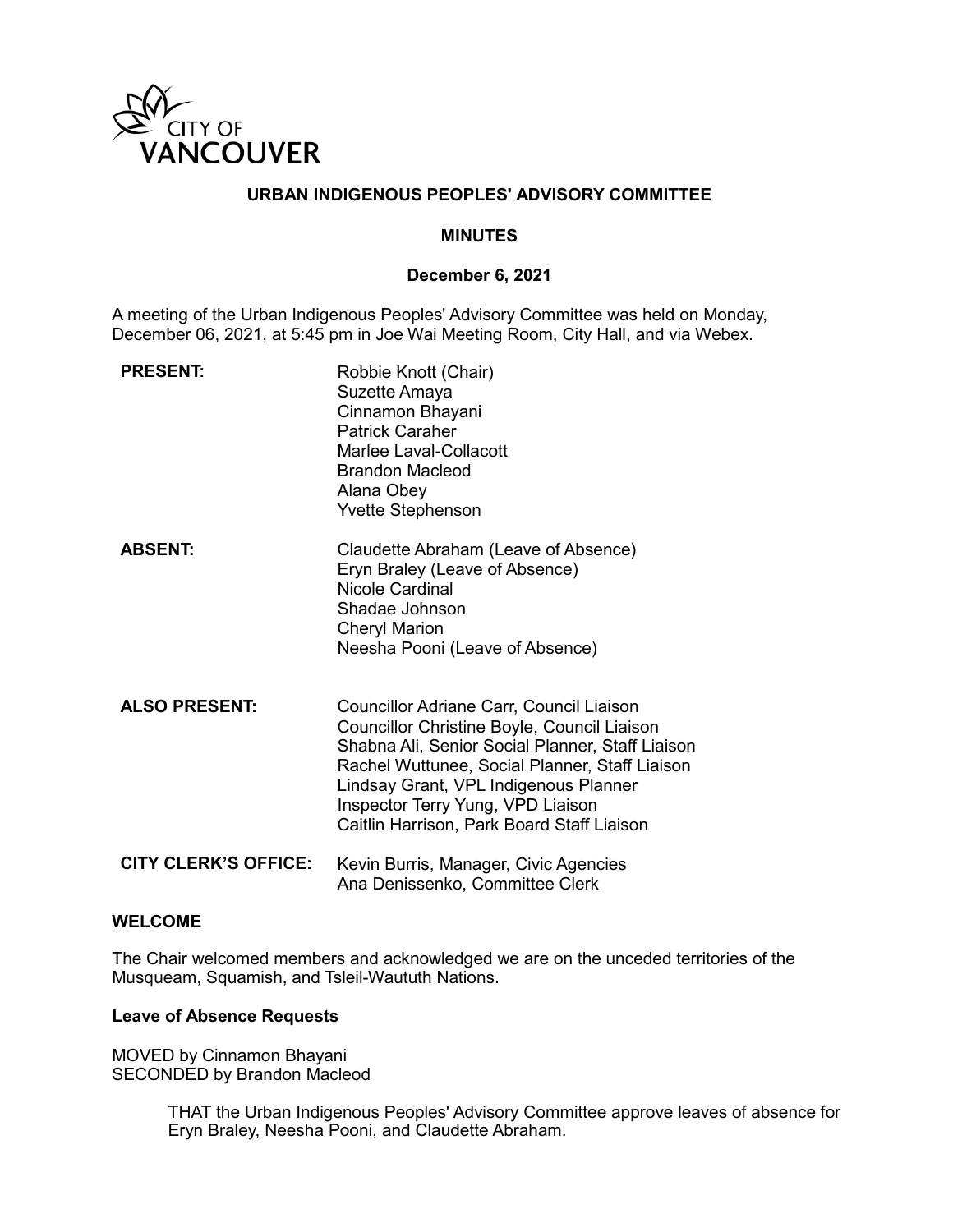CITY OF VANCOUVER

# URBAN INDIGENOUS PEOPLES' ADVISORY COMMITTEE

## MINUTES

### December 6, 2021

A meeting of the Urban Indigenous Peoples' Advisory Committee was held on Monday, December 06, 2021, at 5:45 pm in Joe Wai Meeting Room, City Hall, and via Webex.

**PRESENT:**
Robbie Knott (Chair)
Suzette Amaya
Cinnamon Bhayani
Patrick Caraher
Marlee Laval-Collacott
Brandon Macleod
Alana Obey
Yvette Stephenson

**ABSENT:**
Claudette Abraham (Leave of Absence)
Eryn Braley (Leave of Absence)
Nicole Cardinal
Shadae Johnson
Cheryl Marion
Neesha Pooni (Leave of Absence)

**ALSO PRESENT:**
Councillor Adriane Carr, Council Liaison
Councillor Christine Boyle, Council Liaison
Shabna Ali, Senior Social Planner, Staff Liaison
Rachel Wuttunee, Social Planner, Staff Liaison
Lindsay Grant, VPL Indigenous Planner
Inspector Terry Yung, VPD Liaison
Caitlin Harrison, Park Board Staff Liaison

**CITY CLERK'S OFFICE:**
Kevin Burris, Manager, Civic Agencies
Ana Denissenko, Committee Clerk

**WELCOME**

The Chair welcomed members and acknowledged we are on the unceded territories of the Musqueam, Squamish, and Tsleil-Waututh Nations.

**Leave of Absence Requests**

MOVED by Cinnamon Bhayani
SECONDED by Brandon Macleod

> THAT the Urban Indigenous Peoples' Advisory Committee approve leaves of absence for Eryn Braley, Neesha Pooni, and Claudette Abraham.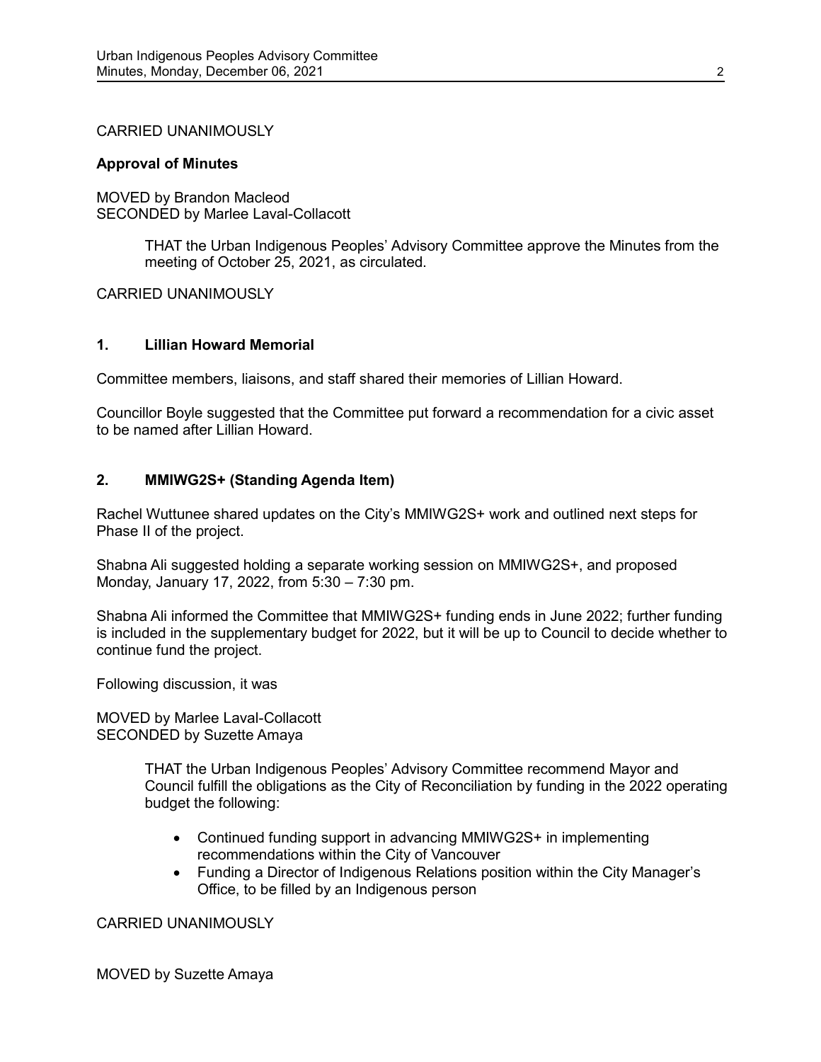CARRIED UNANIMOUSLY

**Approval of Minutes**

MOVED by Brandon Macleod
SECONDED by Marlee Laval-Collacott

> THAT the Urban Indigenous Peoples' Advisory Committee approve the Minutes from the meeting of October 25, 2021, as circulated.

CARRIED UNANIMOUSLY

## 1. Lillian Howard Memorial

Committee members, liaisons, and staff shared their memories of Lillian Howard.

Councillor Boyle suggested that the Committee put forward a recommendation for a civic asset to be named after Lillian Howard.

## 2. MMIWG2S+ (Standing Agenda Item)

Rachel Wuttunee shared updates on the City's MMIWG2S+ work and outlined next steps for Phase II of the project.

Shabna Ali suggested holding a separate working session on MMIWG2S+, and proposed Monday, January 17, 2022, from 5:30 – 7:30 pm.

Shabna Ali informed the Committee that MMIWG2S+ funding ends in June 2022; further funding is included in the supplementary budget for 2022, but it will be up to Council to decide whether to continue fund the project.

Following discussion, it was

MOVED by Marlee Laval-Collacott
SECONDED by Suzette Amaya

> THAT the Urban Indigenous Peoples' Advisory Committee recommend Mayor and Council fulfill the obligations as the City of Reconciliation by funding in the 2022 operating budget the following:
>
> - Continued funding support in advancing MMIWG2S+ in implementing recommendations within the City of Vancouver
> - Funding a Director of Indigenous Relations position within the City Manager's Office, to be filled by an Indigenous person

CARRIED UNANIMOUSLY

MOVED by Suzette Amaya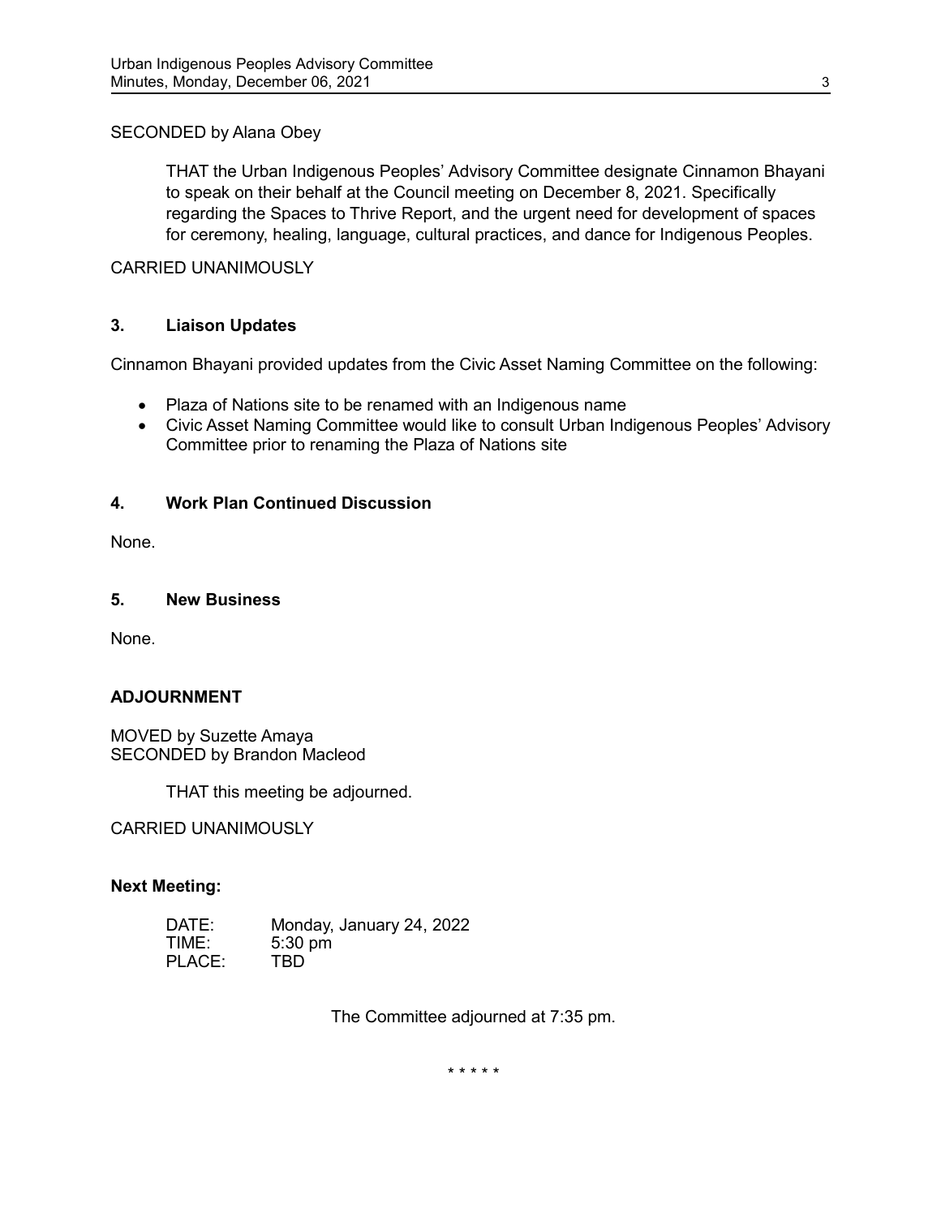SECONDED by Alana Obey

THAT the Urban Indigenous Peoples' Advisory Committee designate Cinnamon Bhayani to speak on their behalf at the Council meeting on December 8, 2021. Specifically regarding the Spaces to Thrive Report, and the urgent need for development of spaces for ceremony, healing, language, cultural practices, and dance for Indigenous Peoples.

CARRIED UNANIMOUSLY

### 3. Liaison Updates

Cinnamon Bhayani provided updates from the Civic Asset Naming Committee on the following:

- Plaza of Nations site to be renamed with an Indigenous name
- Civic Asset Naming Committee would like to consult Urban Indigenous Peoples' Advisory Committee prior to renaming the Plaza of Nations site

### 4. Work Plan Continued Discussion

None.

### 5. New Business

None.

### ADJOURNMENT

MOVED by Suzette Amaya
SECONDED by Brandon Macleod

THAT this meeting be adjourned.

CARRIED UNANIMOUSLY

**Next Meeting:**

DATE: Monday, January 24, 2022
TIME: 5:30 pm
PLACE: TBD

The Committee adjourned at 7:35 pm.

* * * * *